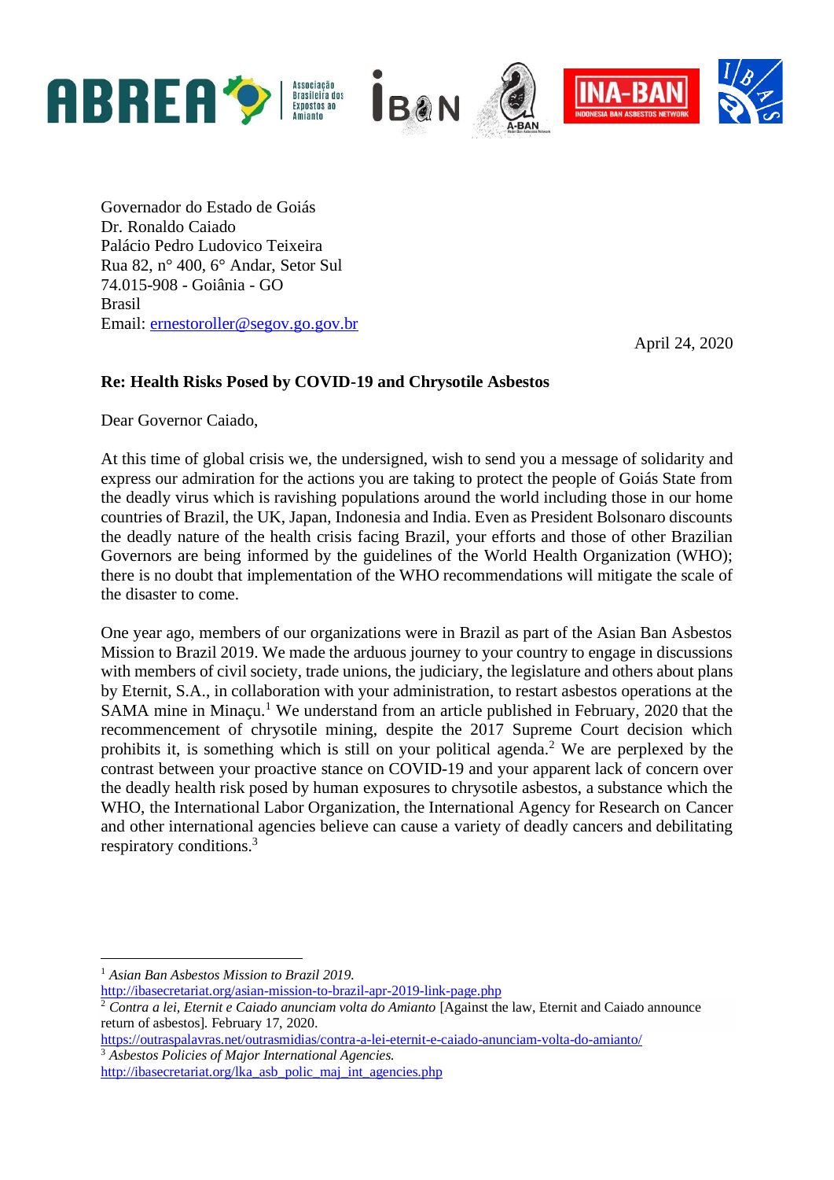Governador do Estado de Goiás
Dr. Ronaldo Caiado
Palácio Pedro Ludovico Teixeira
Rua 82, n° 400, 6° Andar, Setor Sul
74.015-908 - Goiânia - GO
Brasil
Email: ernestoroller@segov.go.gov.br

April 24, 2020

**Re: Health Risks Posed by COVID-19 and Chrysotile Asbestos**

Dear Governor Caiado,

At this time of global crisis we, the undersigned, wish to send you a message of solidarity and express our admiration for the actions you are taking to protect the people of Goiás State from the deadly virus which is ravishing populations around the world including those in our home countries of Brazil, the UK, Japan, Indonesia and India. Even as President Bolsonaro discounts the deadly nature of the health crisis facing Brazil, your efforts and those of other Brazilian Governors are being informed by the guidelines of the World Health Organization (WHO); there is no doubt that implementation of the WHO recommendations will mitigate the scale of the disaster to come.

One year ago, members of our organizations were in Brazil as part of the Asian Ban Asbestos Mission to Brazil 2019. We made the arduous journey to your country to engage in discussions with members of civil society, trade unions, the judiciary, the legislature and others about plans by Eternit, S.A., in collaboration with your administration, to restart asbestos operations at the SAMA mine in Minaçu.[1] We understand from an article published in February, 2020 that the recommencement of chrysotile mining, despite the 2017 Supreme Court decision which prohibits it, is something which is still on your political agenda.[2] We are perplexed by the contrast between your proactive stance on COVID-19 and your apparent lack of concern over the deadly health risk posed by human exposures to chrysotile asbestos, a substance which the WHO, the International Labor Organization, the International Agency for Research on Cancer and other international agencies believe can cause a variety of deadly cancers and debilitating respiratory conditions.[3]

---

[1] *Asian Ban Asbestos Mission to Brazil 2019.* http://ibasecretariat.org/asian-mission-to-brazil-apr-2019-link-page.php

[2] *Contra a lei, Eternit e Caiado anunciam volta do Amianto* [Against the law, Eternit and Caiado announce return of asbestos]. February 17, 2020. https://outraspalavras.net/outrasmidias/contra-a-lei-eternit-e-caiado-anunciam-volta-do-amianto/

[3] *Asbestos Policies of Major International Agencies.* http://ibasecretariat.org/lka_asb_polic_maj_int_agencies.php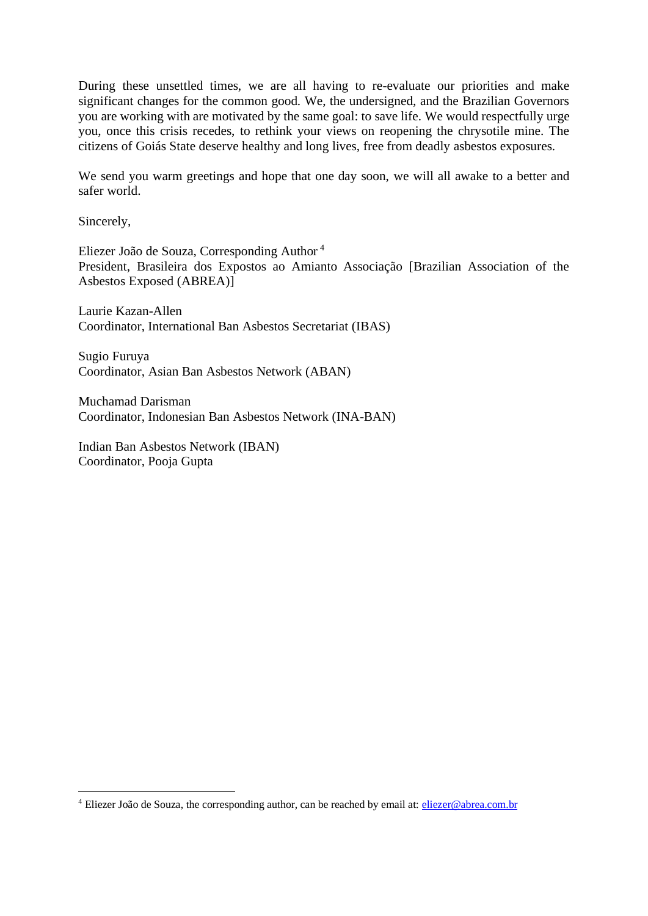During these unsettled times, we are all having to re-evaluate our priorities and make significant changes for the common good. We, the undersigned, and the Brazilian Governors you are working with are motivated by the same goal: to save life. We would respectfully urge you, once this crisis recedes, to rethink your views on reopening the chrysotile mine. The citizens of Goiás State deserve healthy and long lives, free from deadly asbestos exposures.

We send you warm greetings and hope that one day soon, we will all awake to a better and safer world.

Sincerely,

Eliezer João de Souza, Corresponding Author [4]
President, Brasileira dos Expostos ao Amianto Associação [Brazilian Association of the Asbestos Exposed (ABREA)]

Laurie Kazan-Allen
Coordinator, International Ban Asbestos Secretariat (IBAS)

Sugio Furuya
Coordinator, Asian Ban Asbestos Network (ABAN)

Muchamad Darisman
Coordinator, Indonesian Ban Asbestos Network (INA-BAN)

Indian Ban Asbestos Network (IBAN)
Coordinator, Pooja Gupta

---

[4] Eliezer João de Souza, the corresponding author, can be reached by email at: eliezer@abrea.com.br